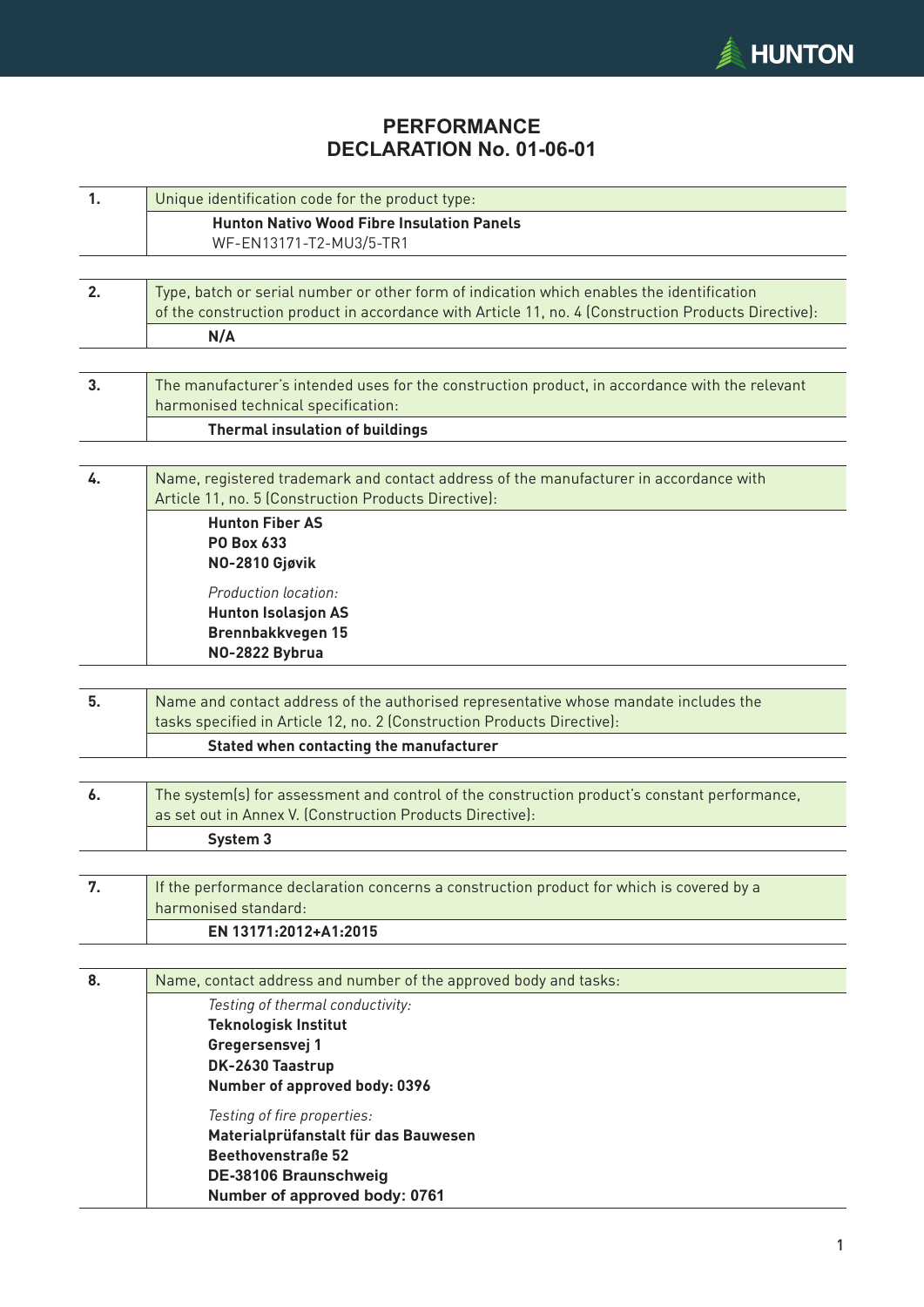# PERFORMANCE DECLARATION No. 01-06-01

| | |
|---|---|
| **1.** | Unique identification code for the product type: |
| | **Hunton Nativo Wood Fibre Insulation Panels**<br>WF-EN13171-T2-MU3/5-TR1 |

| | |
|---|---|
| **2.** | Type, batch or serial number or other form of indication which enables the identification of the construction product in accordance with Article 11, no. 4 (Construction Products Directive): |
| | **N/A** |

| | |
|---|---|
| **3.** | The manufacturer's intended uses for the construction product, in accordance with the relevant harmonised technical specification: |
| | **Thermal insulation of buildings** |

| | |
|---|---|
| **4.** | Name, registered trademark and contact address of the manufacturer in accordance with Article 11, no. 5 (Construction Products Directive): |
| | **Hunton Fiber AS**<br>**PO Box 633**<br>**NO-2810 Gjøvik**<br><br>*Production location:*<br>**Hunton Isolasjon AS**<br>**Brennbakkvegen 15**<br>**NO-2822 Bybrua** |

| | |
|---|---|
| **5.** | Name and contact address of the authorised representative whose mandate includes the tasks specified in Article 12, no. 2 (Construction Products Directive): |
| | **Stated when contacting the manufacturer** |

| | |
|---|---|
| **6.** | The system(s) for assessment and control of the construction product's constant performance, as set out in Annex V. (Construction Products Directive): |
| | **System 3** |

| | |
|---|---|
| **7.** | If the performance declaration concerns a construction product for which is covered by a harmonised standard: |
| | **EN 13171:2012+A1:2015** |

| | |
|---|---|
| **8.** | Name, contact address and number of the approved body and tasks: |
| | *Testing of thermal conductivity:*<br>**Teknologisk Institut**<br>**Gregersensvej 1**<br>**DK-2630 Taastrup**<br>**Number of approved body: 0396**<br><br>*Testing of fire properties:*<br>**Materialprüfanstalt für das Bauwesen**<br>**Beethovenstraße 52**<br>**DE-38106 Braunschweig**<br>**Number of approved body: 0761** |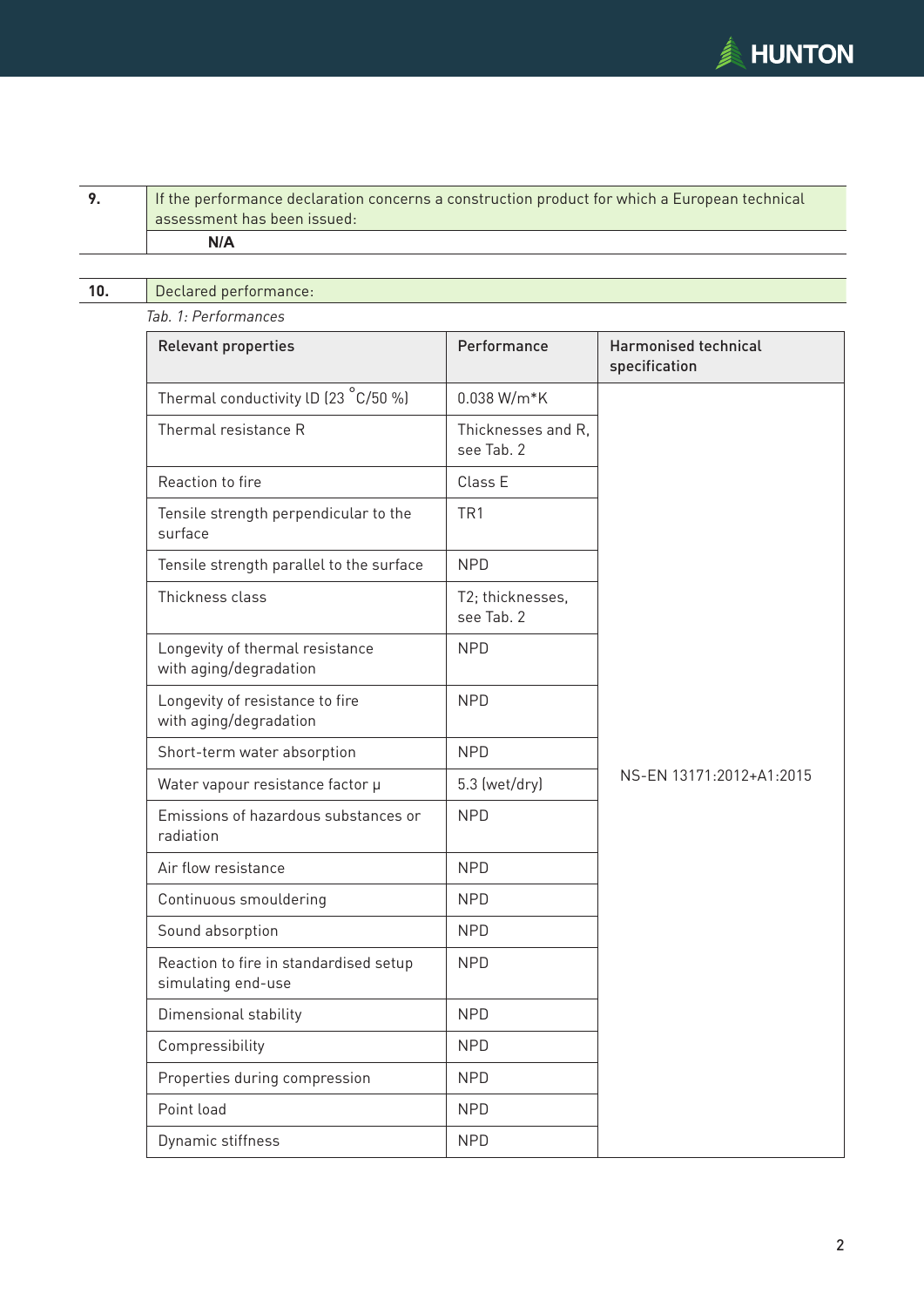| 9. | If the performance declaration concerns a construction product for which a European technical assessment has been issued: |
|---|---|
| | **N/A** |

| 10. | Declared performance: |
|---|---|

*Tab. 1: Performances*

| Relevant properties | Performance | Harmonised technical specification |
|---|---|---|
| Thermal conductivity lD (23 °C/50 %) | 0.038 W/m*K | NS-EN 13171:2012+A1:2015 |
| Thermal resistance R | Thicknesses and R, see Tab. 2 | |
| Reaction to fire | Class E | |
| Tensile strength perpendicular to the surface | TR1 | |
| Tensile strength parallel to the surface | NPD | |
| Thickness class | T2; thicknesses, see Tab. 2 | |
| Longevity of thermal resistance with aging/degradation | NPD | |
| Longevity of resistance to fire with aging/degradation | NPD | |
| Short-term water absorption | NPD | |
| Water vapour resistance factor μ | 5.3 (wet/dry) | |
| Emissions of hazardous substances or radiation | NPD | |
| Air flow resistance | NPD | |
| Continuous smouldering | NPD | |
| Sound absorption | NPD | |
| Reaction to fire in standardised setup simulating end-use | NPD | |
| Dimensional stability | NPD | |
| Compressibility | NPD | |
| Properties during compression | NPD | |
| Point load | NPD | |
| Dynamic stiffness | NPD | |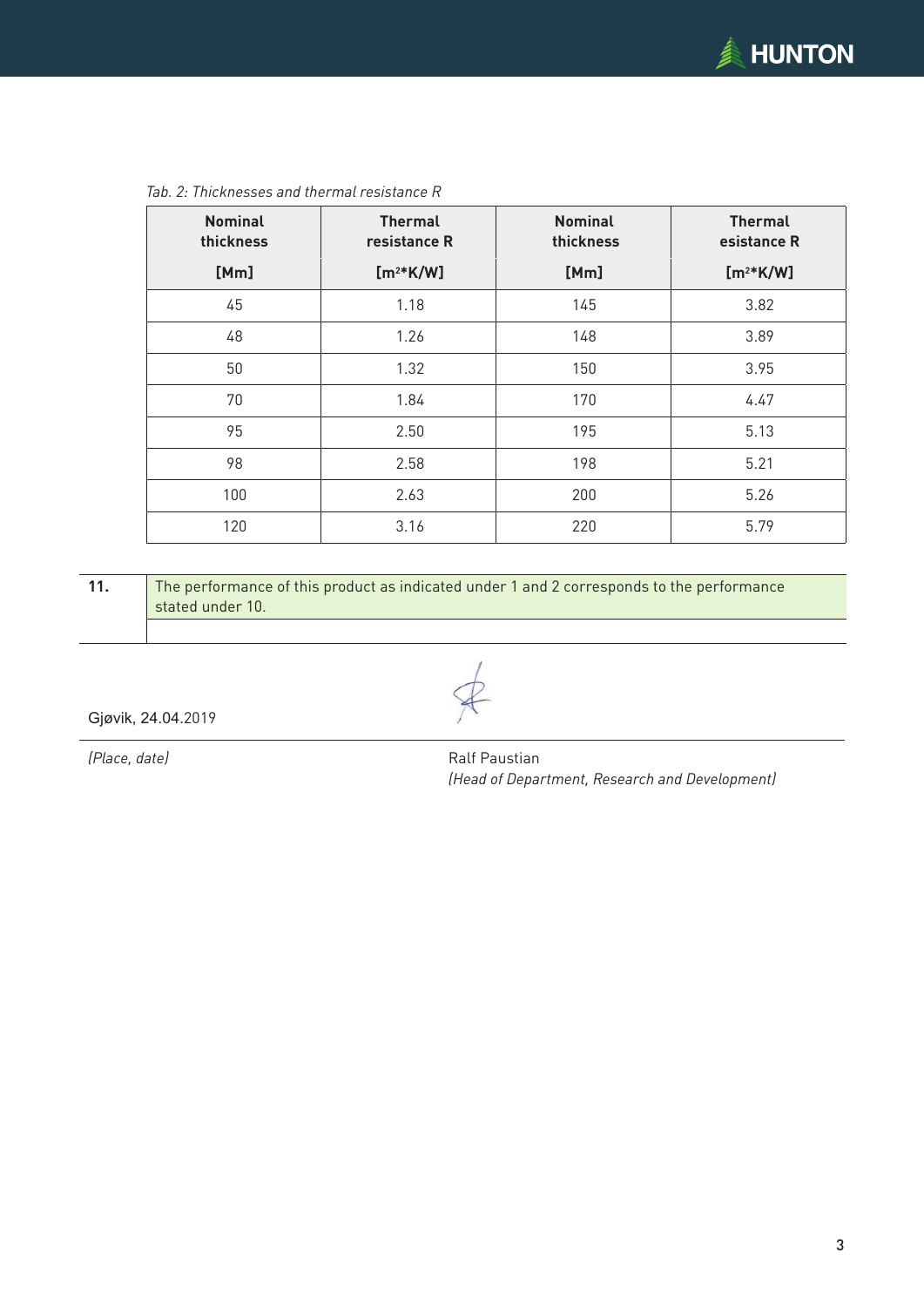*Tab. 2: Thicknesses and thermal resistance R*

| Nominal thickness [Mm] | Thermal resistance R [m²*K/W] | Nominal thickness [Mm] | Thermal esistance R [m²*K/W] |
|---|---|---|---|
| 45 | 1.18 | 145 | 3.82 |
| 48 | 1.26 | 148 | 3.89 |
| 50 | 1.32 | 150 | 3.95 |
| 70 | 1.84 | 170 | 4.47 |
| 95 | 2.50 | 195 | 5.13 |
| 98 | 2.58 | 198 | 5.21 |
| 100 | 2.63 | 200 | 5.26 |
| 120 | 3.16 | 220 | 5.79 |

| | |
|---|---|
| **11.** | The performance of this product as indicated under 1 and 2 corresponds to the performance stated under 10. |

Gjøvik, 24.04.2019

*(Place, date)*

Ralf Paustian
*(Head of Department, Research and Development)*